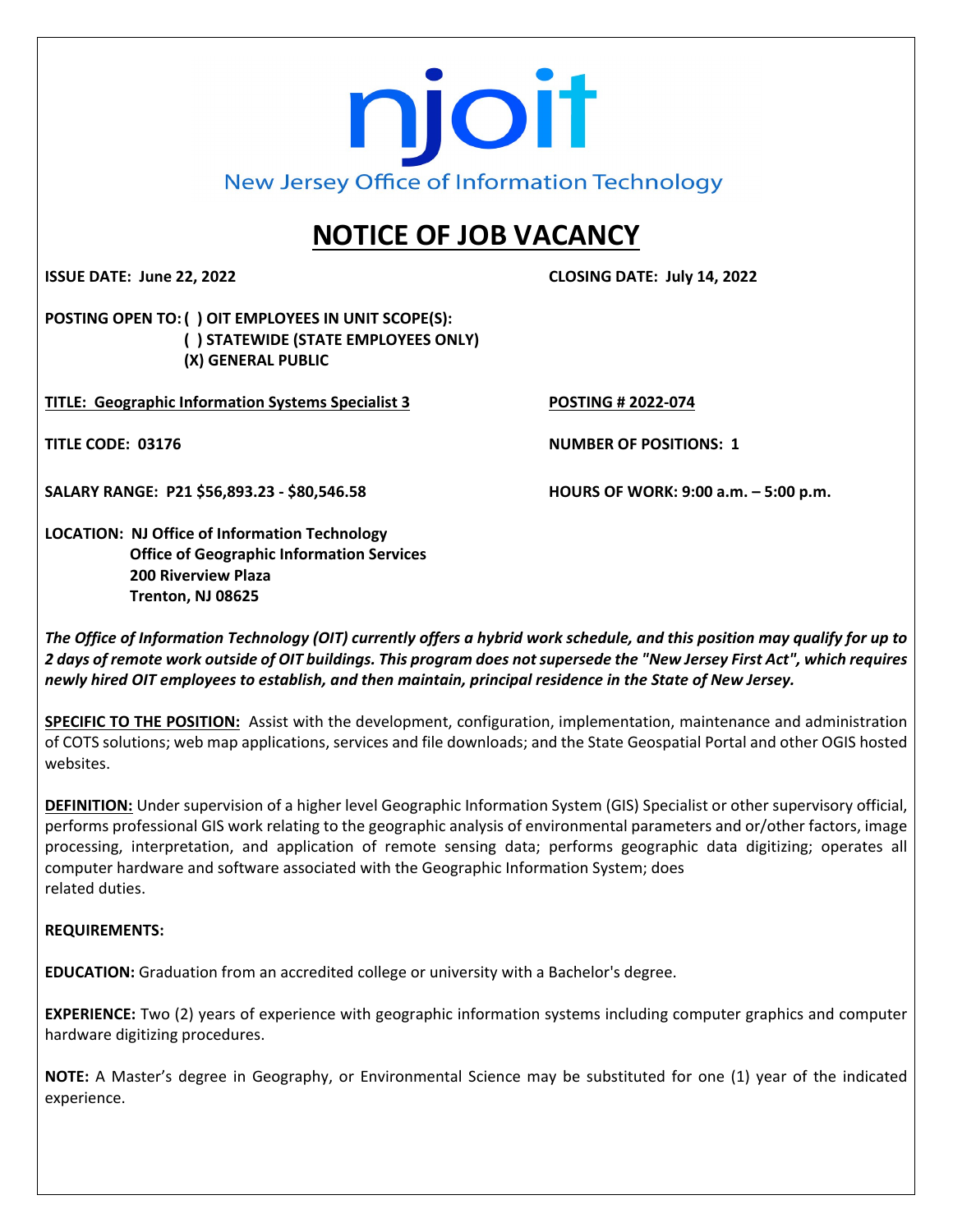njoit

New Jersey Office of Information Technology

# NOTICE OF JOB VACANCY

**ISSUE DATE: June 22, 2022** **CLOSING DATE: July 14, 2022**

**POSTING OPEN TO: ( ) OIT EMPLOYEES IN UNIT SCOPE(S):**
**( ) STATEWIDE (STATE EMPLOYEES ONLY)**
**(X) GENERAL PUBLIC**

**TITLE: Geographic Information Systems Specialist 3** **POSTING # 2022-074**

**TITLE CODE: 03176** **NUMBER OF POSITIONS: 1**

**SALARY RANGE: P21 $56,893.23 - $80,546.58** **HOURS OF WORK: 9:00 a.m. – 5:00 p.m.**

**LOCATION: NJ Office of Information Technology**
**Office of Geographic Information Services**
**200 Riverview Plaza**
**Trenton, NJ 08625**

***The Office of Information Technology (OIT) currently offers a hybrid work schedule, and this position may qualify for up to 2 days of remote work outside of OIT buildings. This program does not supersede the "New Jersey First Act", which requires newly hired OIT employees to establish, and then maintain, principal residence in the State of New Jersey.***

**SPECIFIC TO THE POSITION:** Assist with the development, configuration, implementation, maintenance and administration of COTS solutions; web map applications, services and file downloads; and the State Geospatial Portal and other OGIS hosted websites.

**DEFINITION:** Under supervision of a higher level Geographic Information System (GIS) Specialist or other supervisory official, performs professional GIS work relating to the geographic analysis of environmental parameters and or/other factors, image processing, interpretation, and application of remote sensing data; performs geographic data digitizing; operates all computer hardware and software associated with the Geographic Information System; does related duties.

**REQUIREMENTS:**

**EDUCATION:** Graduation from an accredited college or university with a Bachelor's degree.

**EXPERIENCE:** Two (2) years of experience with geographic information systems including computer graphics and computer hardware digitizing procedures.

**NOTE:** A Master's degree in Geography, or Environmental Science may be substituted for one (1) year of the indicated experience.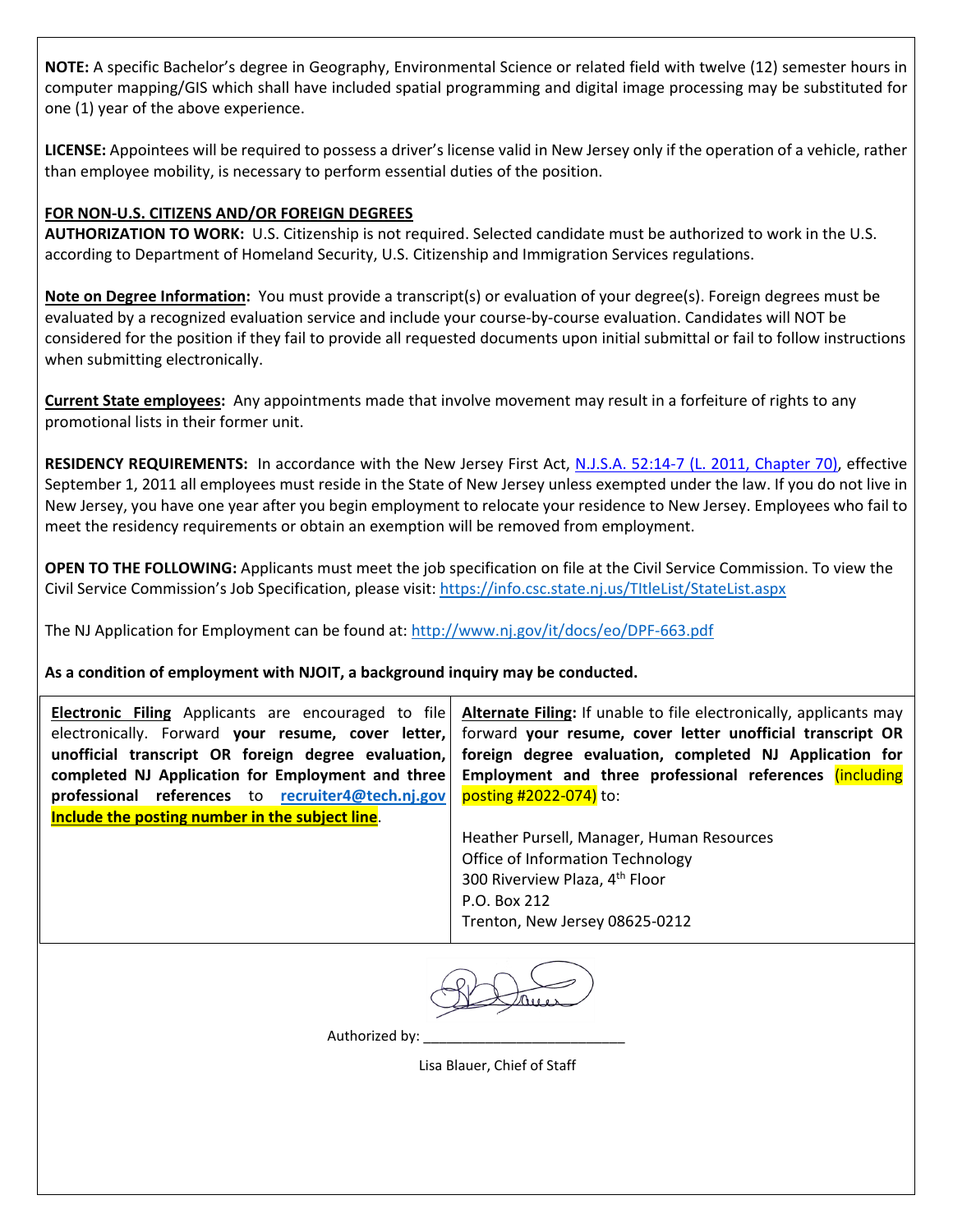**NOTE:** A specific Bachelor's degree in Geography, Environmental Science or related field with twelve (12) semester hours in computer mapping/GIS which shall have included spatial programming and digital image processing may be substituted for one (1) year of the above experience.

**LICENSE:** Appointees will be required to possess a driver's license valid in New Jersey only if the operation of a vehicle, rather than employee mobility, is necessary to perform essential duties of the position.

**FOR NON-U.S. CITIZENS AND/OR FOREIGN DEGREES**

**AUTHORIZATION TO WORK:** U.S. Citizenship is not required. Selected candidate must be authorized to work in the U.S. according to Department of Homeland Security, U.S. Citizenship and Immigration Services regulations.

**Note on Degree Information:** You must provide a transcript(s) or evaluation of your degree(s). Foreign degrees must be evaluated by a recognized evaluation service and include your course-by-course evaluation. Candidates will NOT be considered for the position if they fail to provide all requested documents upon initial submittal or fail to follow instructions when submitting electronically.

**Current State employees:** Any appointments made that involve movement may result in a forfeiture of rights to any promotional lists in their former unit.

**RESIDENCY REQUIREMENTS:** In accordance with the New Jersey First Act, N.J.S.A. 52:14-7 (L. 2011, Chapter 70), effective September 1, 2011 all employees must reside in the State of New Jersey unless exempted under the law. If you do not live in New Jersey, you have one year after you begin employment to relocate your residence to New Jersey. Employees who fail to meet the residency requirements or obtain an exemption will be removed from employment.

**OPEN TO THE FOLLOWING:** Applicants must meet the job specification on file at the Civil Service Commission. To view the Civil Service Commission's Job Specification, please visit: https://info.csc.state.nj.us/TItleList/StateList.aspx

The NJ Application for Employment can be found at: http://www.nj.gov/it/docs/eo/DPF-663.pdf

**As a condition of employment with NJOIT, a background inquiry may be conducted.**

| | |
|---|---|
| **Electronic Filing** Applicants are encouraged to file electronically. Forward **your resume, cover letter, unofficial transcript OR foreign degree evaluation, completed NJ Application for Employment and three professional references** to **recruiter4@tech.nj.gov** **Include the posting number in the subject line**. | **Alternate Filing:** If unable to file electronically, applicants may forward **your resume, cover letter unofficial transcript OR foreign degree evaluation, completed NJ Application for Employment and three professional references** (including posting #2022-074) to:<br><br>Heather Pursell, Manager, Human Resources<br>Office of Information Technology<br>300 Riverview Plaza, 4th Floor<br>P.O. Box 212<br>Trenton, New Jersey 08625-0212 |

Authorized by: \_\_\_\_\_\_\_\_\_\_\_\_\_\_\_\_\_\_\_\_\_\_\_\_\_\_

Lisa Blauer, Chief of Staff